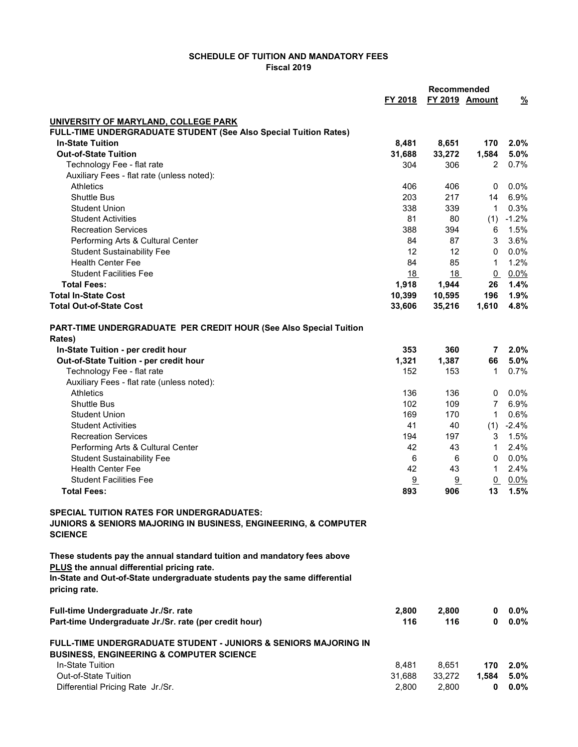**SCHEDULE OF TUITION AND MANDATORY FEES**
**Fiscal 2019**

| | FY 2018 | Recommended FY 2019 | Amount | % |
|---|---|---|---|---|
| **UNIVERSITY OF MARYLAND, COLLEGE PARK** | | | | |
| **FULL-TIME UNDERGRADUATE STUDENT (See Also Special Tuition Rates)** | | | | |
| **In-State Tuition** | **8,481** | **8,651** | **170** | **2.0%** |
| **Out-of-State Tuition** | **31,688** | **33,272** | **1,584** | **5.0%** |
| Technology Fee - flat rate | 304 | 306 | 2 | 0.7% |
| Auxiliary Fees - flat rate (unless noted): | | | | |
| Athletics | 406 | 406 | 0 | 0.0% |
| Shuttle Bus | 203 | 217 | 14 | 6.9% |
| Student Union | 338 | 339 | 1 | 0.3% |
| Student Activities | 81 | 80 | (1) | -1.2% |
| Recreation Services | 388 | 394 | 6 | 1.5% |
| Performing Arts & Cultural Center | 84 | 87 | 3 | 3.6% |
| Student Sustainability Fee | 12 | 12 | 0 | 0.0% |
| Health Center Fee | 84 | 85 | 1 | 1.2% |
| Student Facilities Fee | 18 | 18 | 0 | 0.0% |
| **Total Fees:** | **1,918** | **1,944** | **26** | **1.4%** |
| **Total In-State Cost** | **10,399** | **10,595** | **196** | **1.9%** |
| **Total Out-of-State Cost** | **33,606** | **35,216** | **1,610** | **4.8%** |
| | | | | |
| **PART-TIME UNDERGRADUATE PER CREDIT HOUR (See Also Special Tuition Rates)** | | | | |
| **In-State Tuition - per credit hour** | **353** | **360** | **7** | **2.0%** |
| **Out-of-State Tuition - per credit hour** | **1,321** | **1,387** | **66** | **5.0%** |
| Technology Fee - flat rate | 152 | 153 | 1 | 0.7% |
| Auxiliary Fees - flat rate (unless noted): | | | | |
| Athletics | 136 | 136 | 0 | 0.0% |
| Shuttle Bus | 102 | 109 | 7 | 6.9% |
| Student Union | 169 | 170 | 1 | 0.6% |
| Student Activities | 41 | 40 | (1) | -2.4% |
| Recreation Services | 194 | 197 | 3 | 1.5% |
| Performing Arts & Cultural Center | 42 | 43 | 1 | 2.4% |
| Student Sustainability Fee | 6 | 6 | 0 | 0.0% |
| Health Center Fee | 42 | 43 | 1 | 2.4% |
| Student Facilities Fee | 9 | 9 | 0 | 0.0% |
| **Total Fees:** | **893** | **906** | **13** | **1.5%** |

**SPECIAL TUITION RATES FOR UNDERGRADUATES:**
**JUNIORS & SENIORS MAJORING IN BUSINESS, ENGINEERING, & COMPUTER SCIENCE**

**These students pay the annual standard tuition and mandatory fees above <u>PLUS</u> the annual differential pricing rate.**
**In-State and Out-of-State undergraduate students pay the same differential pricing rate.**

| | FY 2018 | Recommended FY 2019 | Amount | % |
|---|---|---|---|---|
| **Full-time Undergraduate Jr./Sr. rate** | **2,800** | **2,800** | **0** | **0.0%** |
| **Part-time Undergraduate Jr./Sr. rate (per credit hour)** | **116** | **116** | **0** | **0.0%** |
| | | | | |
| **FULL-TIME UNDERGRADUATE STUDENT - JUNIORS & SENIORS MAJORING IN BUSINESS, ENGINEERING & COMPUTER SCIENCE** | | | | |
| In-State Tuition | 8,481 | 8,651 | **170** | **2.0%** |
| Out-of-State Tuition | 31,688 | 33,272 | **1,584** | **5.0%** |
| Differential Pricing Rate Jr./Sr. | 2,800 | 2,800 | **0** | **0.0%** |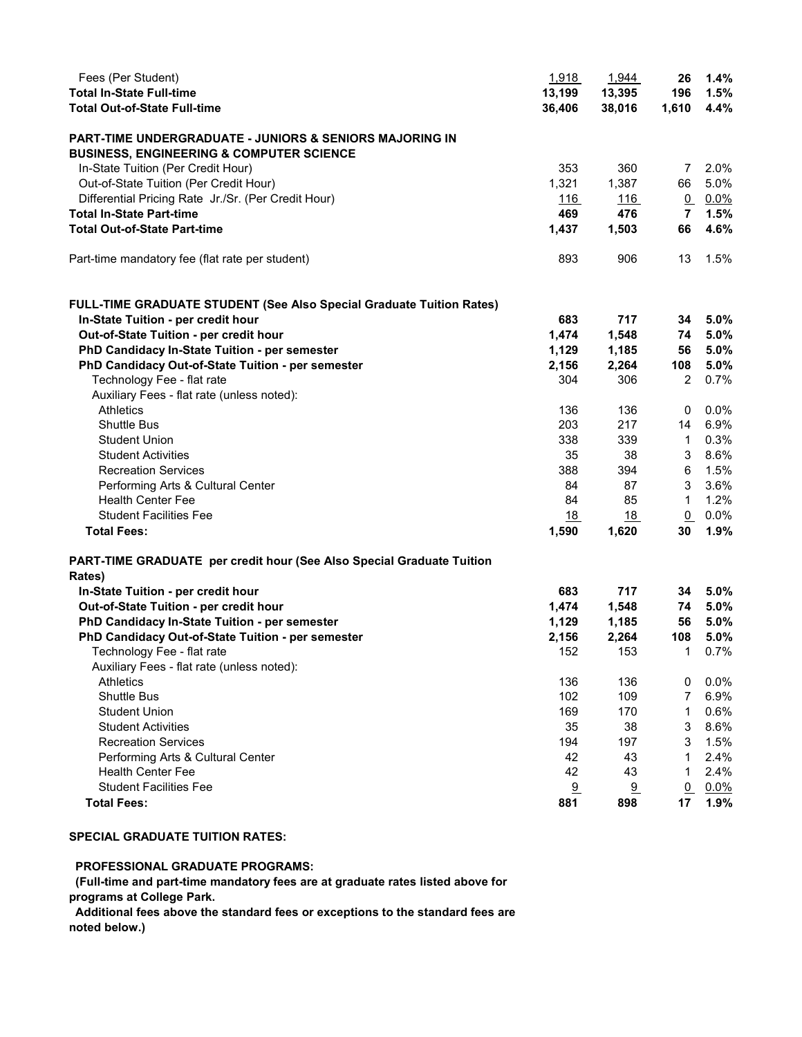| | | | | |
|---|---|---|---|---|
| Fees (Per Student) | 1,918 | 1,944 | **26** | **1.4%** |
| **Total In-State Full-time** | **13,199** | **13,395** | **196** | **1.5%** |
| **Total Out-of-State Full-time** | **36,406** | **38,016** | **1,610** | **4.4%** |
| | | | | |
| **PART-TIME UNDERGRADUATE - JUNIORS & SENIORS MAJORING IN BUSINESS, ENGINEERING & COMPUTER SCIENCE** | | | | |
| In-State Tuition (Per Credit Hour) | 353 | 360 | 7 | 2.0% |
| Out-of-State Tuition (Per Credit Hour) | 1,321 | 1,387 | 66 | 5.0% |
| Differential Pricing Rate Jr./Sr. (Per Credit Hour) | 116 | 116 | 0 | 0.0% |
| **Total In-State Part-time** | **469** | **476** | **7** | **1.5%** |
| **Total Out-of-State Part-time** | **1,437** | **1,503** | **66** | **4.6%** |
| | | | | |
| Part-time mandatory fee (flat rate per student) | 893 | 906 | 13 | 1.5% |
| | | | | |
| **FULL-TIME GRADUATE STUDENT (See Also Special Graduate Tuition Rates)** | | | | |
| **In-State Tuition - per credit hour** | **683** | **717** | **34** | **5.0%** |
| **Out-of-State Tuition - per credit hour** | **1,474** | **1,548** | **74** | **5.0%** |
| **PhD Candidacy In-State Tuition - per semester** | **1,129** | **1,185** | **56** | **5.0%** |
| **PhD Candidacy Out-of-State Tuition - per semester** | **2,156** | **2,264** | **108** | **5.0%** |
| Technology Fee - flat rate | 304 | 306 | 2 | 0.7% |
| Auxiliary Fees - flat rate (unless noted): | | | | |
| Athletics | 136 | 136 | 0 | 0.0% |
| Shuttle Bus | 203 | 217 | 14 | 6.9% |
| Student Union | 338 | 339 | 1 | 0.3% |
| Student Activities | 35 | 38 | 3 | 8.6% |
| Recreation Services | 388 | 394 | 6 | 1.5% |
| Performing Arts & Cultural Center | 84 | 87 | 3 | 3.6% |
| Health Center Fee | 84 | 85 | 1 | 1.2% |
| Student Facilities Fee | 18 | 18 | 0 | 0.0% |
| **Total Fees:** | **1,590** | **1,620** | **30** | **1.9%** |
| | | | | |
| **PART-TIME GRADUATE per credit hour (See Also Special Graduate Tuition Rates)** | | | | |
| **In-State Tuition - per credit hour** | **683** | **717** | **34** | **5.0%** |
| **Out-of-State Tuition - per credit hour** | **1,474** | **1,548** | **74** | **5.0%** |
| **PhD Candidacy In-State Tuition - per semester** | **1,129** | **1,185** | **56** | **5.0%** |
| **PhD Candidacy Out-of-State Tuition - per semester** | **2,156** | **2,264** | **108** | **5.0%** |
| Technology Fee - flat rate | 152 | 153 | 1 | 0.7% |
| Auxiliary Fees - flat rate (unless noted): | | | | |
| Athletics | 136 | 136 | 0 | 0.0% |
| Shuttle Bus | 102 | 109 | 7 | 6.9% |
| Student Union | 169 | 170 | 1 | 0.6% |
| Student Activities | 35 | 38 | 3 | 8.6% |
| Recreation Services | 194 | 197 | 3 | 1.5% |
| Performing Arts & Cultural Center | 42 | 43 | 1 | 2.4% |
| Health Center Fee | 42 | 43 | 1 | 2.4% |
| Student Facilities Fee | 9 | 9 | 0 | 0.0% |
| **Total Fees:** | **881** | **898** | **17** | **1.9%** |

**SPECIAL GRADUATE TUITION RATES:**

**PROFESSIONAL GRADUATE PROGRAMS:**

**(Full-time and part-time mandatory fees are at graduate rates listed above for programs at College Park.**

**Additional fees above the standard fees or exceptions to the standard fees are noted below.)**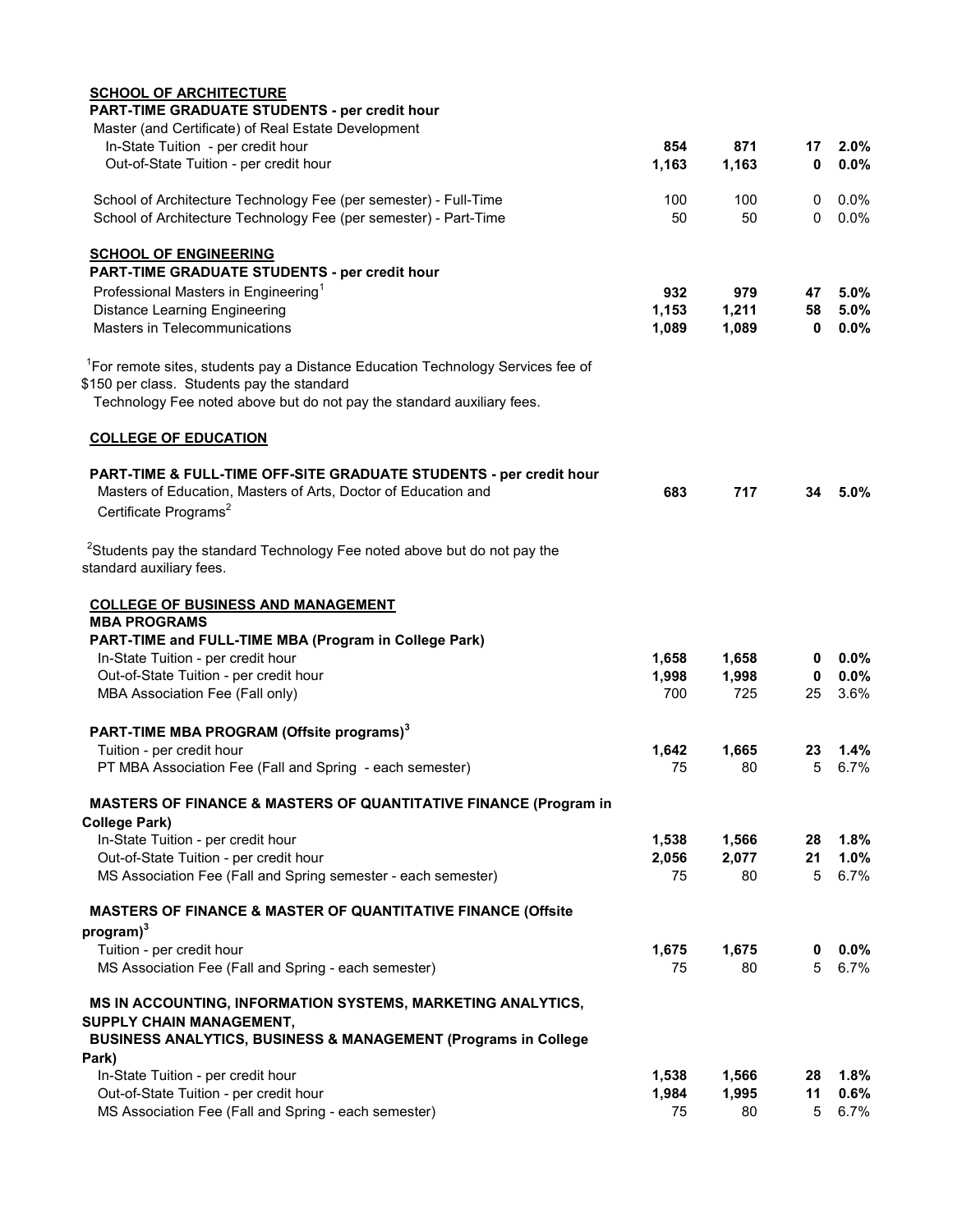| | | | | |
|---|---|---|---|---|
| **SCHOOL OF ARCHITECTURE** | | | | |
| **PART-TIME GRADUATE STUDENTS - per credit hour** | | | | |
| Master (and Certificate) of Real Estate Development | | | | |
| In-State Tuition - per credit hour | **854** | **871** | **17** | **2.0%** |
| Out-of-State Tuition - per credit hour | **1,163** | **1,163** | **0** | **0.0%** |
| School of Architecture Technology Fee (per semester) - Full-Time | 100 | 100 | 0 | 0.0% |
| School of Architecture Technology Fee (per semester) - Part-Time | 50 | 50 | 0 | 0.0% |
| **SCHOOL OF ENGINEERING** | | | | |
| **PART-TIME GRADUATE STUDENTS - per credit hour** | | | | |
| Professional Masters in Engineering[1] | **932** | **979** | **47** | **5.0%** |
| Distance Learning Engineering | **1,153** | **1,211** | **58** | **5.0%** |
| Masters in Telecommunications | **1,089** | **1,089** | **0** | **0.0%** |

[1]For remote sites, students pay a Distance Education Technology Services fee of $150 per class. Students pay the standard Technology Fee noted above but do not pay the standard auxiliary fees.

| | | | | |
|---|---|---|---|---|
| **COLLEGE OF EDUCATION** | | | | |
| **PART-TIME & FULL-TIME OFF-SITE GRADUATE STUDENTS - per credit hour** | | | | |
| Masters of Education, Masters of Arts, Doctor of Education and Certificate Programs[2] | **683** | **717** | **34** | **5.0%** |

[2]Students pay the standard Technology Fee noted above but do not pay the standard auxiliary fees.

| | | | | |
|---|---|---|---|---|
| **COLLEGE OF BUSINESS AND MANAGEMENT** | | | | |
| **MBA PROGRAMS** | | | | |
| **PART-TIME and FULL-TIME MBA (Program in College Park)** | | | | |
| In-State Tuition - per credit hour | **1,658** | **1,658** | **0** | **0.0%** |
| Out-of-State Tuition - per credit hour | **1,998** | **1,998** | **0** | **0.0%** |
| MBA Association Fee (Fall only) | 700 | 725 | 25 | 3.6% |
| **PART-TIME MBA PROGRAM (Offsite programs)[3]** | | | | |
| Tuition - per credit hour | **1,642** | **1,665** | **23** | **1.4%** |
| PT MBA Association Fee (Fall and Spring - each semester) | 75 | 80 | 5 | 6.7% |
| **MASTERS OF FINANCE & MASTERS OF QUANTITATIVE FINANCE (Program in College Park)** | | | | |
| In-State Tuition - per credit hour | **1,538** | **1,566** | **28** | **1.8%** |
| Out-of-State Tuition - per credit hour | **2,056** | **2,077** | **21** | **1.0%** |
| MS Association Fee (Fall and Spring semester - each semester) | 75 | 80 | 5 | 6.7% |
| **MASTERS OF FINANCE & MASTER OF QUANTITATIVE FINANCE (Offsite program)[3]** | | | | |
| Tuition - per credit hour | **1,675** | **1,675** | **0** | **0.0%** |
| MS Association Fee (Fall and Spring - each semester) | 75 | 80 | 5 | 6.7% |
| **MS IN ACCOUNTING, INFORMATION SYSTEMS, MARKETING ANALYTICS, SUPPLY CHAIN MANAGEMENT, BUSINESS ANALYTICS, BUSINESS & MANAGEMENT (Programs in College Park)** | | | | |
| In-State Tuition - per credit hour | **1,538** | **1,566** | **28** | **1.8%** |
| Out-of-State Tuition - per credit hour | **1,984** | **1,995** | **11** | **0.6%** |
| MS Association Fee (Fall and Spring - each semester) | 75 | 80 | 5 | 6.7% |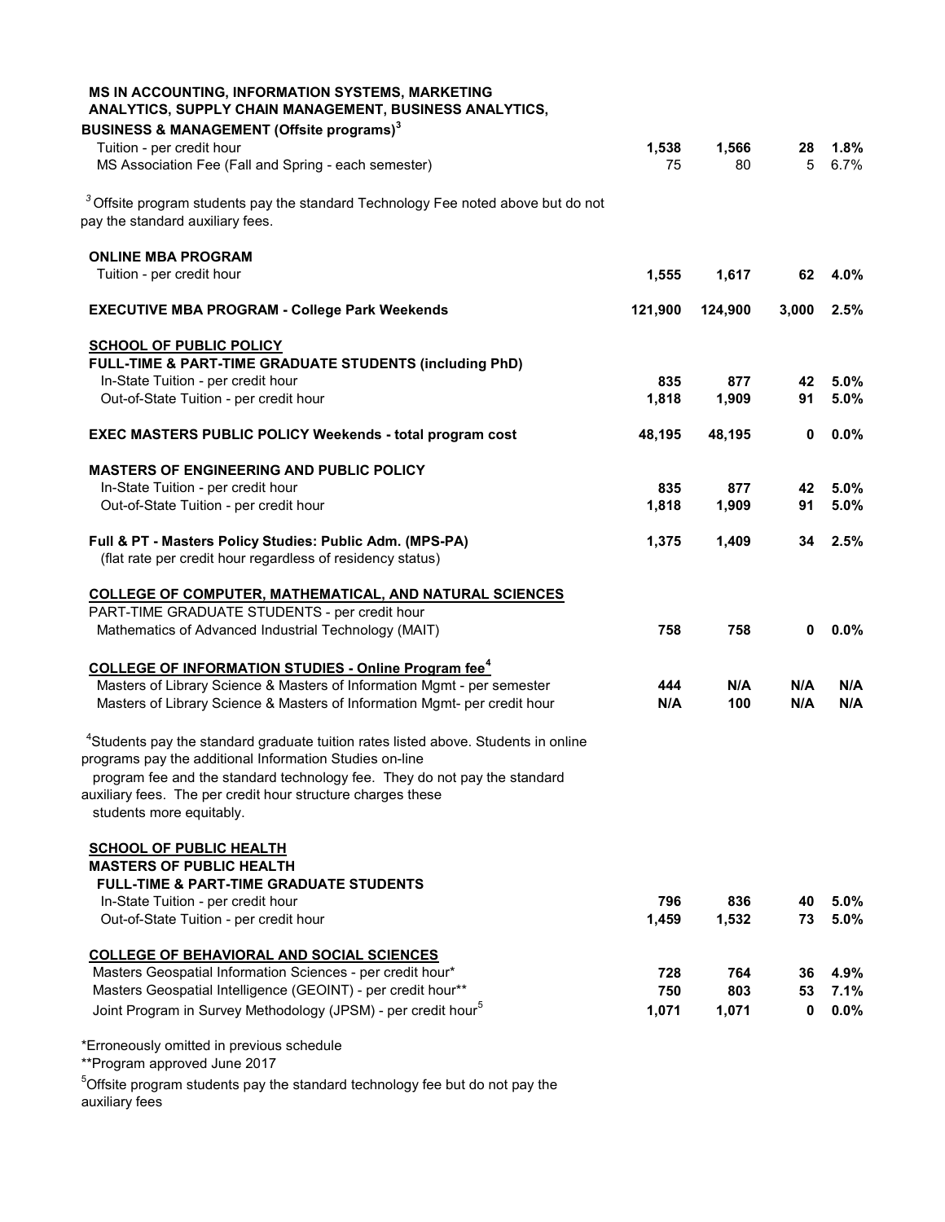| | | | | |
|---|---|---|---|---|
| **MS IN ACCOUNTING, INFORMATION SYSTEMS, MARKETING ANALYTICS, SUPPLY CHAIN MANAGEMENT, BUSINESS ANALYTICS, BUSINESS & MANAGEMENT (Offsite programs)[3]** | | | | |
| Tuition - per credit hour | **1,538** | **1,566** | **28** | **1.8%** |
| MS Association Fee (Fall and Spring - each semester) | 75 | 80 | 5 | 6.7% |

[3] Offsite program students pay the standard Technology Fee noted above but do not pay the standard auxiliary fees.

| | | | | |
|---|---|---|---|---|
| **ONLINE MBA PROGRAM** | | | | |
| Tuition - per credit hour | **1,555** | **1,617** | **62** | **4.0%** |
| **EXECUTIVE MBA PROGRAM - College Park Weekends** | **121,900** | **124,900** | **3,000** | **2.5%** |
| **SCHOOL OF PUBLIC POLICY** | | | | |
| **FULL-TIME & PART-TIME GRADUATE STUDENTS (including PhD)** | | | | |
| In-State Tuition - per credit hour | **835** | **877** | **42** | **5.0%** |
| Out-of-State Tuition - per credit hour | **1,818** | **1,909** | **91** | **5.0%** |
| **EXEC MASTERS PUBLIC POLICY Weekends - total program cost** | **48,195** | **48,195** | **0** | **0.0%** |
| **MASTERS OF ENGINEERING AND PUBLIC POLICY** | | | | |
| In-State Tuition - per credit hour | **835** | **877** | **42** | **5.0%** |
| Out-of-State Tuition - per credit hour | **1,818** | **1,909** | **91** | **5.0%** |
| **Full & PT - Masters Policy Studies: Public Adm. (MPS-PA)** (flat rate per credit hour regardless of residency status) | **1,375** | **1,409** | **34** | **2.5%** |
| **COLLEGE OF COMPUTER, MATHEMATICAL, AND NATURAL SCIENCES** | | | | |
| PART-TIME GRADUATE STUDENTS - per credit hour | | | | |
| Mathematics of Advanced Industrial Technology (MAIT) | **758** | **758** | **0** | **0.0%** |
| **COLLEGE OF INFORMATION STUDIES - Online Program fee[4]** | | | | |
| Masters of Library Science & Masters of Information Mgmt - per semester | **444** | **N/A** | **N/A** | **N/A** |
| Masters of Library Science & Masters of Information Mgmt- per credit hour | **N/A** | **100** | **N/A** | **N/A** |

[4]Students pay the standard graduate tuition rates listed above. Students in online programs pay the additional Information Studies on-line program fee and the standard technology fee. They do not pay the standard auxiliary fees. The per credit hour structure charges these students more equitably.

| | | | | |
|---|---|---|---|---|
| **SCHOOL OF PUBLIC HEALTH** | | | | |
| **MASTERS OF PUBLIC HEALTH** | | | | |
| **FULL-TIME & PART-TIME GRADUATE STUDENTS** | | | | |
| In-State Tuition - per credit hour | **796** | **836** | **40** | **5.0%** |
| Out-of-State Tuition - per credit hour | **1,459** | **1,532** | **73** | **5.0%** |
| **COLLEGE OF BEHAVIORAL AND SOCIAL SCIENCES** | | | | |
| Masters Geospatial Information Sciences - per credit hour* | **728** | **764** | **36** | **4.9%** |
| Masters Geospatial Intelligence (GEOINT) - per credit hour** | **750** | **803** | **53** | **7.1%** |
| Joint Program in Survey Methodology (JPSM) - per credit hour[5] | **1,071** | **1,071** | **0** | **0.0%** |

*Erroneously omitted in previous schedule

**Program approved June 2017

[5]Offsite program students pay the standard technology fee but do not pay the auxiliary fees